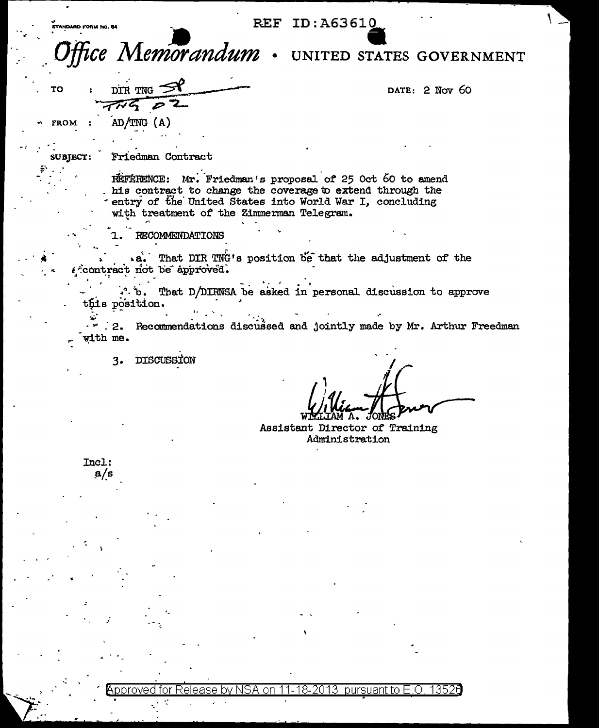STANDARD FORM NO. 64

REF ID:A63610

# *Office Memorandum* • UNITED STATES GOVERNMENT

TO : DIR TNG SP
TNG D2

DATE: 2 Nov 60

FROM : AD/TNG (A)

SUBJECT: Friedman Contract

REFERENCE: Mr. Friedman's proposal of 25 Oct 60 to amend his contract to change the coverage to extend through the entry of the United States into World War I, concluding with treatment of the Zimmerman Telegram.

1. RECOMMENDATIONS

a. That DIR TNG's position be that the adjustment of the contract not be approved.

b. That D/DIRNSA be asked in personal discussion to approve this position.

2. Recommendations discussed and jointly made by Mr. Arthur Freedman with me.

3. DISCUSSION

WILLIAM A. JONES
Assistant Director of Training
Administration

Incl:
a/s

Approved for Release by NSA on 11-18-2013 pursuant to E.O. 13526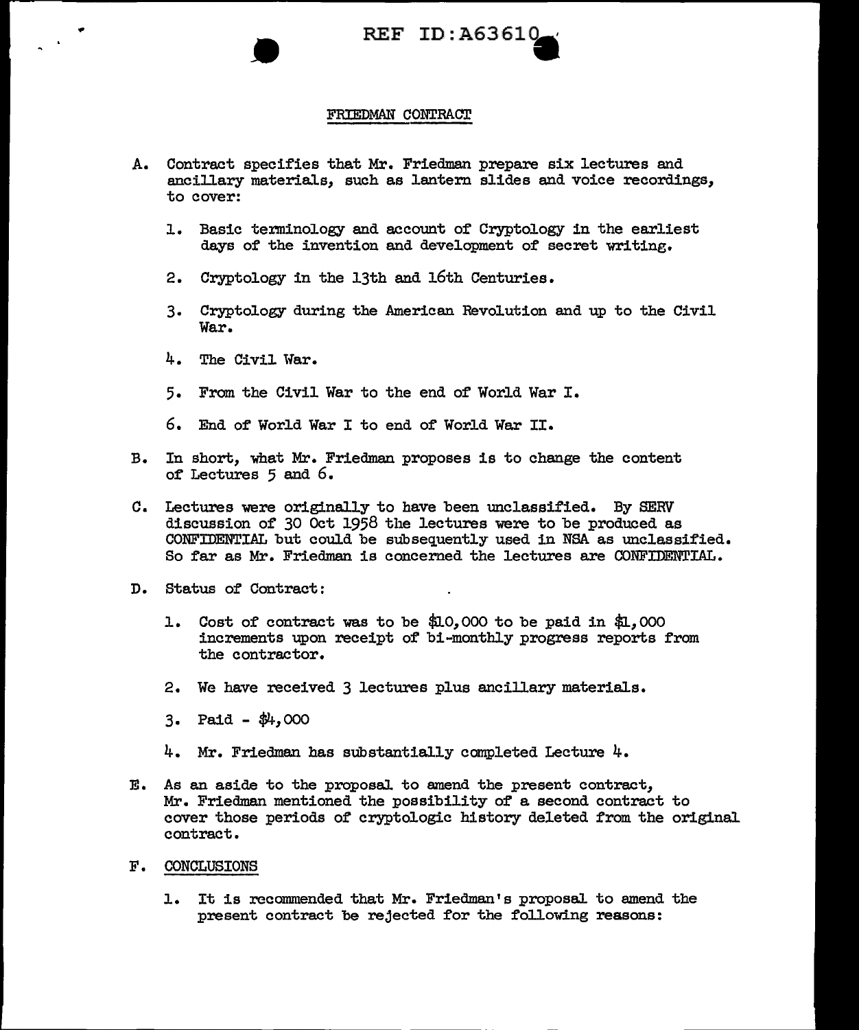REF ID:A63610

## FRIEDMAN CONTRACT

A. Contract specifies that Mr. Friedman prepare six lectures and ancillary materials, such as lantern slides and voice recordings, to cover:

   1. Basic terminology and account of Cryptology in the earliest days of the invention and development of secret writing.

   2. Cryptology in the 13th and 16th Centuries.

   3. Cryptology during the American Revolution and up to the Civil War.

   4. The Civil War.

   5. From the Civil War to the end of World War I.

   6. End of World War I to end of World War II.

B. In short, what Mr. Friedman proposes is to change the content of Lectures 5 and 6.

C. Lectures were originally to have been unclassified. By SERV discussion of 30 Oct 1958 the lectures were to be produced as CONFIDENTIAL but could be subsequently used in NSA as unclassified. So far as Mr. Friedman is concerned the lectures are CONFIDENTIAL.

D. Status of Contract:

   1. Cost of contract was to be $10,000 to be paid in $1,000 increments upon receipt of bi-monthly progress reports from the contractor.

   2. We have received 3 lectures plus ancillary materials.

   3. Paid - $4,000

   4. Mr. Friedman has substantially completed Lecture 4.

E. As an aside to the proposal to amend the present contract, Mr. Friedman mentioned the possibility of a second contract to cover those periods of cryptologic history deleted from the original contract.

F. CONCLUSIONS

   1. It is recommended that Mr. Friedman's proposal to amend the present contract be rejected for the following reasons: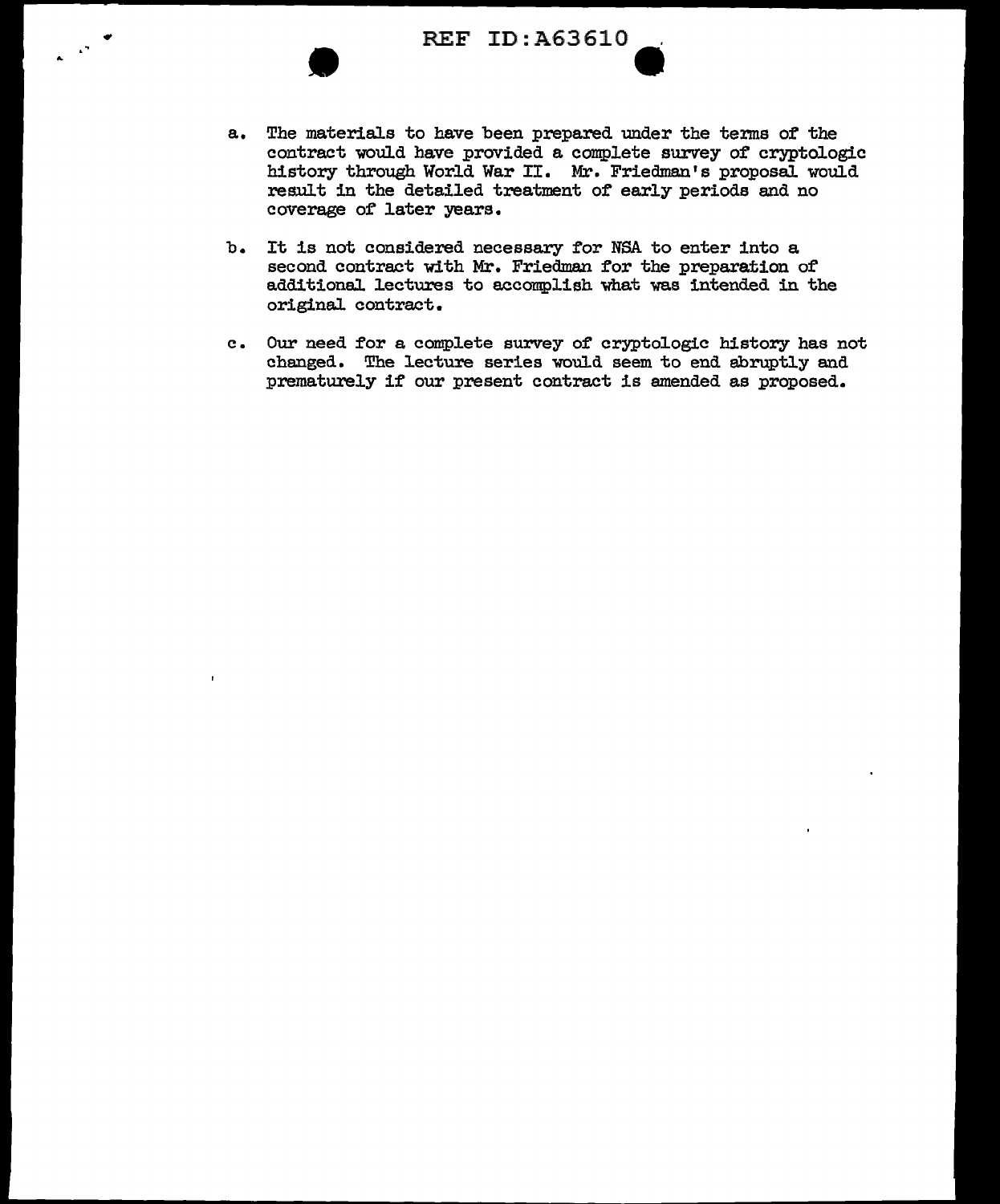a. The materials to have been prepared under the terms of the contract would have provided a complete survey of cryptologic history through World War II. Mr. Friedman's proposal would result in the detailed treatment of early periods and no coverage of later years.

b. It is not considered necessary for NSA to enter into a second contract with Mr. Friedman for the preparation of additional lectures to accomplish what was intended in the original contract.

c. Our need for a complete survey of cryptologic history has not changed. The lecture series would seem to end abruptly and prematurely if our present contract is amended as proposed.